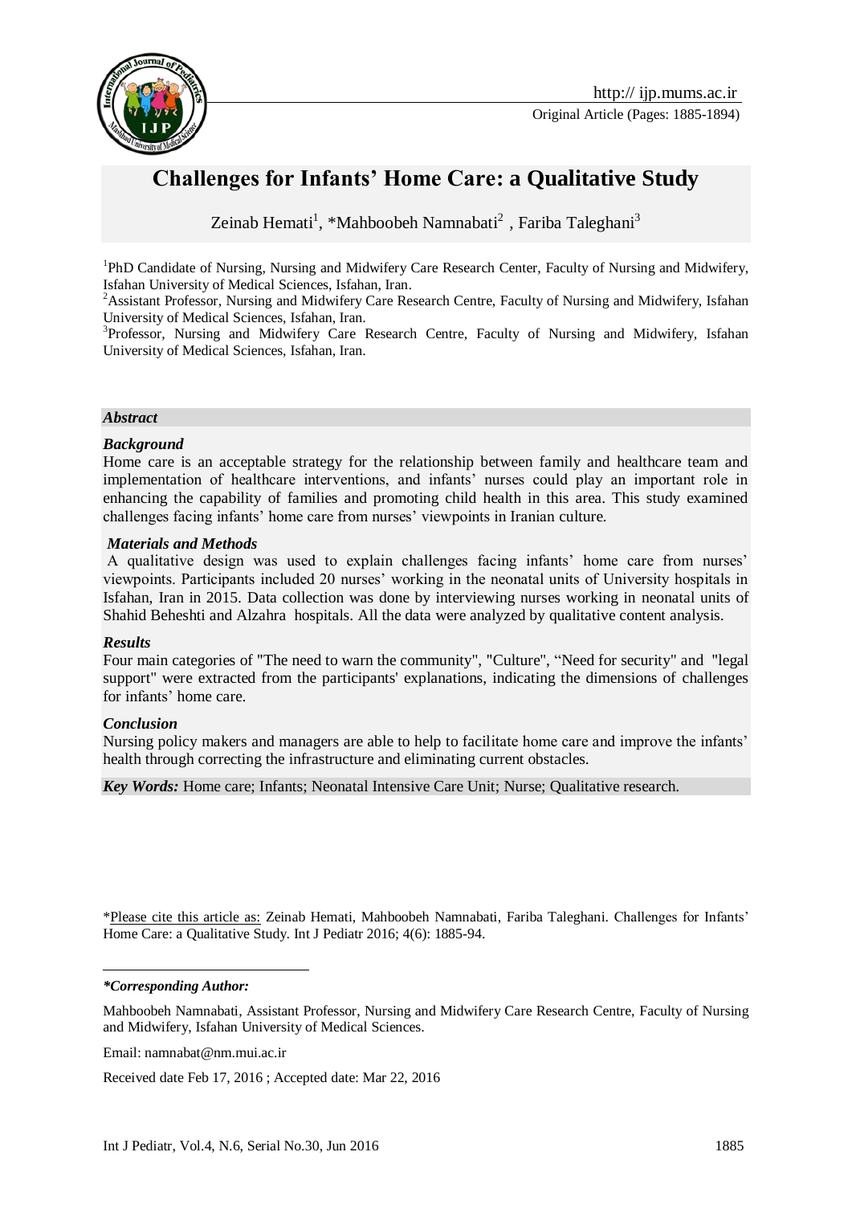Original Article (Pages: 1885-1894)

# Challenges for Infants' Home Care: a Qualitative Study

Zeinab Hemati[1], *Mahboobeh Namnabati[2] , Fariba Taleghani[3]

[1]PhD Candidate of Nursing, Nursing and Midwifery Care Research Center, Faculty of Nursing and Midwifery, Isfahan University of Medical Sciences, Isfahan, Iran.

[2]Assistant Professor, Nursing and Midwifery Care Research Centre, Faculty of Nursing and Midwifery, Isfahan University of Medical Sciences, Isfahan, Iran.

[3]Professor, Nursing and Midwifery Care Research Centre, Faculty of Nursing and Midwifery, Isfahan University of Medical Sciences, Isfahan, Iran.

### *Abstract*

***Background***

Home care is an acceptable strategy for the relationship between family and healthcare team and implementation of healthcare interventions, and infants' nurses could play an important role in enhancing the capability of families and promoting child health in this area. This study examined challenges facing infants' home care from nurses' viewpoints in Iranian culture.

***Materials and Methods***

A qualitative design was used to explain challenges facing infants' home care from nurses' viewpoints. Participants included 20 nurses' working in the neonatal units of University hospitals in Isfahan, Iran in 2015. Data collection was done by interviewing nurses working in neonatal units of Shahid Beheshti and Alzahra hospitals. All the data were analyzed by qualitative content analysis.

***Results***

Four main categories of "The need to warn the community", "Culture", "Need for security" and "legal support" were extracted from the participants' explanations, indicating the dimensions of challenges for infants' home care.

***Conclusion***

Nursing policy makers and managers are able to help to facilitate home care and improve the infants' health through correcting the infrastructure and eliminating current obstacles.

***Key Words:*** Home care; Infants; Neonatal Intensive Care Unit; Nurse; Qualitative research.

*Please cite this article as: Zeinab Hemati, Mahboobeh Namnabati, Fariba Taleghani. Challenges for Infants' Home Care: a Qualitative Study. Int J Pediatr 2016; 4(6): 1885-94.

***\*Corresponding Author:***

Mahboobeh Namnabati, Assistant Professor, Nursing and Midwifery Care Research Centre, Faculty of Nursing and Midwifery, Isfahan University of Medical Sciences.

Email: namnabat@nm.mui.ac.ir

Received date Feb 17, 2016 ; Accepted date: Mar 22, 2016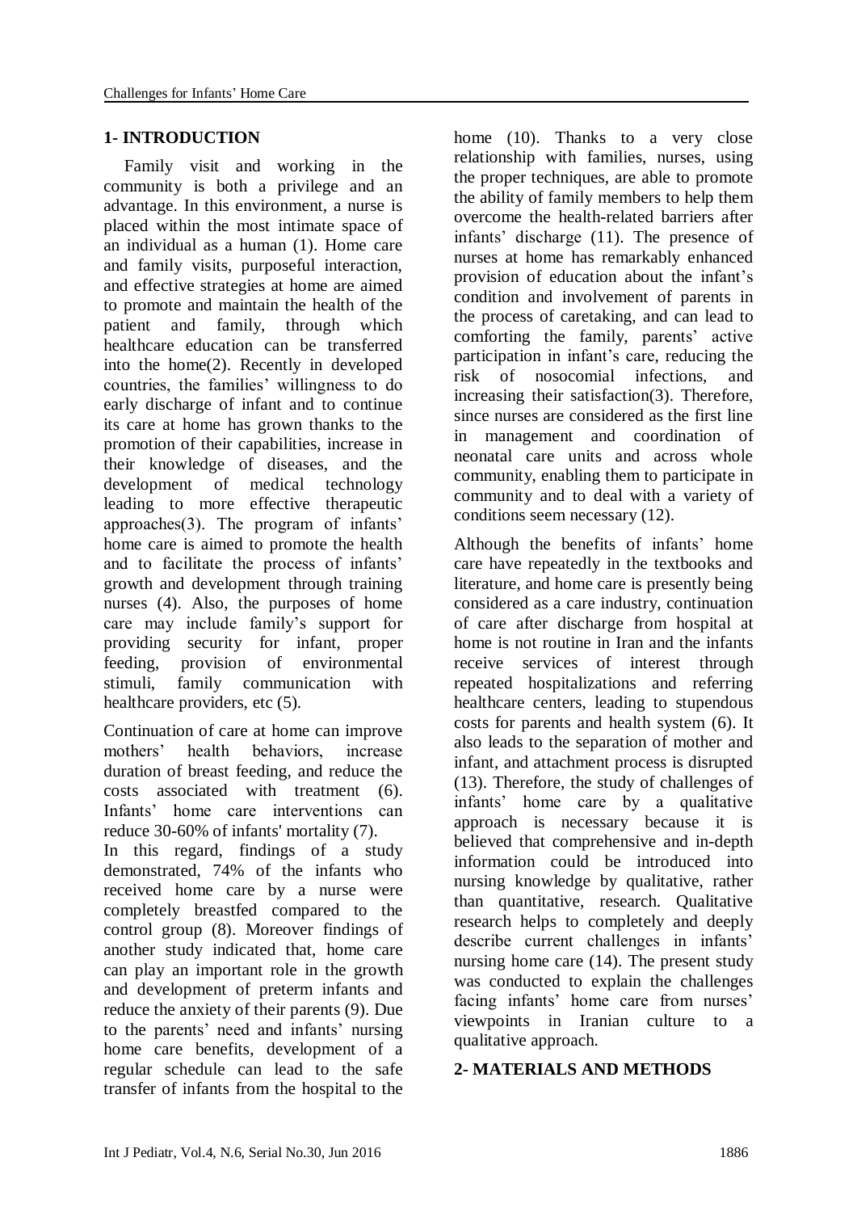## 1- INTRODUCTION

Family visit and working in the community is both a privilege and an advantage. In this environment, a nurse is placed within the most intimate space of an individual as a human (1). Home care and family visits, purposeful interaction, and effective strategies at home are aimed to promote and maintain the health of the patient and family, through which healthcare education can be transferred into the home(2). Recently in developed countries, the families' willingness to do early discharge of infant and to continue its care at home has grown thanks to the promotion of their capabilities, increase in their knowledge of diseases, and the development of medical technology leading to more effective therapeutic approaches(3). The program of infants' home care is aimed to promote the health and to facilitate the process of infants' growth and development through training nurses (4). Also, the purposes of home care may include family's support for providing security for infant, proper feeding, provision of environmental stimuli, family communication with healthcare providers, etc (5).

Continuation of care at home can improve mothers' health behaviors, increase duration of breast feeding, and reduce the costs associated with treatment (6). Infants' home care interventions can reduce 30-60% of infants' mortality (7).
In this regard, findings of a study demonstrated, 74% of the infants who received home care by a nurse were completely breastfed compared to the control group (8). Moreover findings of another study indicated that, home care can play an important role in the growth and development of preterm infants and reduce the anxiety of their parents (9). Due to the parents' need and infants' nursing home care benefits, development of a regular schedule can lead to the safe transfer of infants from the hospital to the home (10). Thanks to a very close relationship with families, nurses, using the proper techniques, are able to promote the ability of family members to help them overcome the health-related barriers after infants' discharge (11). The presence of nurses at home has remarkably enhanced provision of education about the infant's condition and involvement of parents in the process of caretaking, and can lead to comforting the family, parents' active participation in infant's care, reducing the risk of nosocomial infections, and increasing their satisfaction(3). Therefore, since nurses are considered as the first line in management and coordination of neonatal care units and across whole community, enabling them to participate in community and to deal with a variety of conditions seem necessary (12).

Although the benefits of infants' home care have repeatedly in the textbooks and literature, and home care is presently being considered as a care industry, continuation of care after discharge from hospital at home is not routine in Iran and the infants receive services of interest through repeated hospitalizations and referring healthcare centers, leading to stupendous costs for parents and health system (6). It also leads to the separation of mother and infant, and attachment process is disrupted (13). Therefore, the study of challenges of infants' home care by a qualitative approach is necessary because it is believed that comprehensive and in-depth information could be introduced into nursing knowledge by qualitative, rather than quantitative, research. Qualitative research helps to completely and deeply describe current challenges in infants' nursing home care (14). The present study was conducted to explain the challenges facing infants' home care from nurses' viewpoints in Iranian culture to a qualitative approach.

## 2- MATERIALS AND METHODS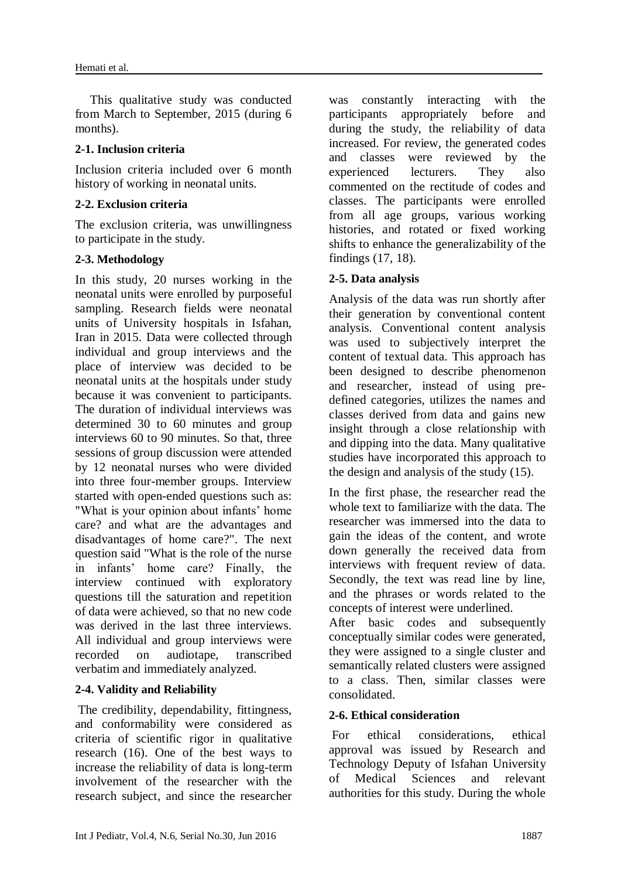This qualitative study was conducted from March to September, 2015 (during 6 months).

### 2-1. Inclusion criteria

Inclusion criteria included over 6 month history of working in neonatal units.

### 2-2. Exclusion criteria

The exclusion criteria, was unwillingness to participate in the study.

### 2-3. Methodology

In this study, 20 nurses working in the neonatal units were enrolled by purposeful sampling. Research fields were neonatal units of University hospitals in Isfahan, Iran in 2015. Data were collected through individual and group interviews and the place of interview was decided to be neonatal units at the hospitals under study because it was convenient to participants. The duration of individual interviews was determined 30 to 60 minutes and group interviews 60 to 90 minutes. So that, three sessions of group discussion were attended by 12 neonatal nurses who were divided into three four-member groups. Interview started with open-ended questions such as: "What is your opinion about infants' home care? and what are the advantages and disadvantages of home care?". The next question said "What is the role of the nurse in infants' home care? Finally, the interview continued with exploratory questions till the saturation and repetition of data were achieved, so that no new code was derived in the last three interviews. All individual and group interviews were recorded on audiotape, transcribed verbatim and immediately analyzed.

### 2-4. Validity and Reliability

The credibility, dependability, fittingness, and conformability were considered as criteria of scientific rigor in qualitative research (16). One of the best ways to increase the reliability of data is long-term involvement of the researcher with the research subject, and since the researcher was constantly interacting with the participants appropriately before and during the study, the reliability of data increased. For review, the generated codes and classes were reviewed by the experienced lecturers. They also commented on the rectitude of codes and classes. The participants were enrolled from all age groups, various working histories, and rotated or fixed working shifts to enhance the generalizability of the findings (17, 18).

### 2-5. Data analysis

Analysis of the data was run shortly after their generation by conventional content analysis. Conventional content analysis was used to subjectively interpret the content of textual data. This approach has been designed to describe phenomenon and researcher, instead of using pre-defined categories, utilizes the names and classes derived from data and gains new insight through a close relationship with and dipping into the data. Many qualitative studies have incorporated this approach to the design and analysis of the study (15).

In the first phase, the researcher read the whole text to familiarize with the data. The researcher was immersed into the data to gain the ideas of the content, and wrote down generally the received data from interviews with frequent review of data. Secondly, the text was read line by line, and the phrases or words related to the concepts of interest were underlined.

After basic codes and subsequently conceptually similar codes were generated, they were assigned to a single cluster and semantically related clusters were assigned to a class. Then, similar classes were consolidated.

### 2-6. Ethical consideration

For ethical considerations, ethical approval was issued by Research and Technology Deputy of Isfahan University of Medical Sciences and relevant authorities for this study. During the whole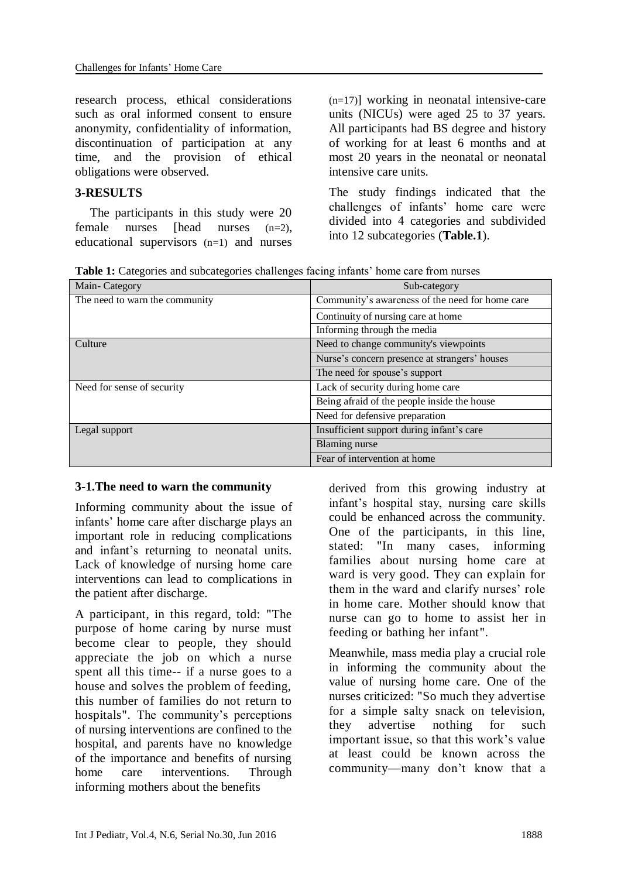research process, ethical considerations such as oral informed consent to ensure anonymity, confidentiality of information, discontinuation of participation at any time, and the provision of ethical obligations were observed.

## 3-RESULTS

The participants in this study were 20 female nurses [head nurses (n=2), educational supervisors (n=1) and nurses (n=17)] working in neonatal intensive-care units (NICUs) were aged 25 to 37 years. All participants had BS degree and history of working for at least 6 months and at most 20 years in the neonatal or neonatal intensive care units.

The study findings indicated that the challenges of infants' home care were divided into 4 categories and subdivided into 12 subcategories (**Table.1**).

**Table 1:** Categories and subcategories challenges facing infants' home care from nurses

| Main- Category | Sub-category |
|---|---|
| The need to warn the community | Community's awareness of the need for home care |
| | Continuity of nursing care at home |
| | Informing through the media |
| Culture | Need to change community's viewpoints |
| | Nurse's concern presence at strangers' houses |
| | The need for spouse's support |
| Need for sense of security | Lack of security during home care |
| | Being afraid of the people inside the house |
| | Need for defensive preparation |
| Legal support | Insufficient support during infant's care |
| | Blaming nurse |
| | Fear of intervention at home |

### 3-1.The need to warn the community

Informing community about the issue of infants' home care after discharge plays an important role in reducing complications and infant's returning to neonatal units. Lack of knowledge of nursing home care interventions can lead to complications in the patient after discharge.

A participant, in this regard, told: "The purpose of home caring by nurse must become clear to people, they should appreciate the job on which a nurse spent all this time-- if a nurse goes to a house and solves the problem of feeding, this number of families do not return to hospitals". The community's perceptions of nursing interventions are confined to the hospital, and parents have no knowledge of the importance and benefits of nursing home care interventions. Through informing mothers about the benefits derived from this growing industry at infant's hospital stay, nursing care skills could be enhanced across the community. One of the participants, in this line, stated: "In many cases, informing families about nursing home care at ward is very good. They can explain for them in the ward and clarify nurses' role in home care. Mother should know that nurse can go to home to assist her in feeding or bathing her infant".

Meanwhile, mass media play a crucial role in informing the community about the value of nursing home care. One of the nurses criticized: "So much they advertise for a simple salty snack on television, they advertise nothing for such important issue, so that this work's value at least could be known across the community—many don't know that a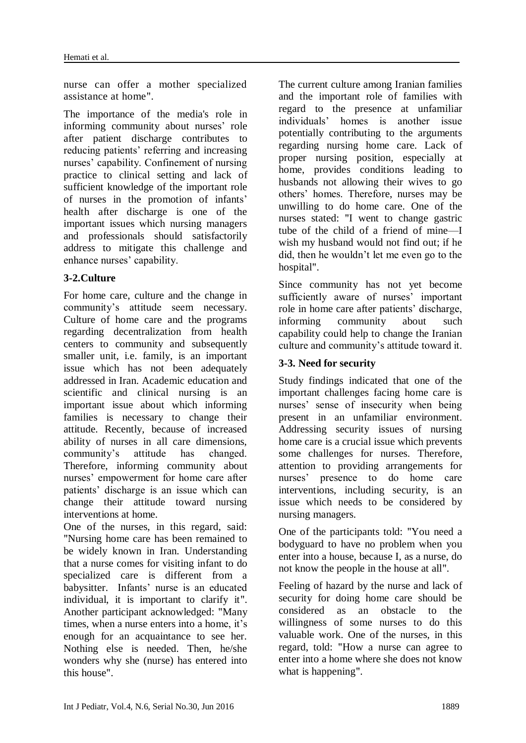nurse can offer a mother specialized assistance at home".

The importance of the media's role in informing community about nurses' role after patient discharge contributes to reducing patients' referring and increasing nurses' capability. Confinement of nursing practice to clinical setting and lack of sufficient knowledge of the important role of nurses in the promotion of infants' health after discharge is one of the important issues which nursing managers and professionals should satisfactorily address to mitigate this challenge and enhance nurses' capability.

### 3-2.Culture

For home care, culture and the change in community's attitude seem necessary. Culture of home care and the programs regarding decentralization from health centers to community and subsequently smaller unit, i.e. family, is an important issue which has not been adequately addressed in Iran. Academic education and scientific and clinical nursing is an important issue about which informing families is necessary to change their attitude. Recently, because of increased ability of nurses in all care dimensions, community's attitude has changed. Therefore, informing community about nurses' empowerment for home care after patients' discharge is an issue which can change their attitude toward nursing interventions at home.

One of the nurses, in this regard, said: "Nursing home care has been remained to be widely known in Iran. Understanding that a nurse comes for visiting infant to do specialized care is different from a babysitter. Infants' nurse is an educated individual, it is important to clarify it". Another participant acknowledged: "Many times, when a nurse enters into a home, it's enough for an acquaintance to see her. Nothing else is needed. Then, he/she wonders why she (nurse) has entered into this house".

The current culture among Iranian families and the important role of families with regard to the presence at unfamiliar individuals' homes is another issue potentially contributing to the arguments regarding nursing home care. Lack of proper nursing position, especially at home, provides conditions leading to husbands not allowing their wives to go others' homes. Therefore, nurses may be unwilling to do home care. One of the nurses stated: "I went to change gastric tube of the child of a friend of mine—I wish my husband would not find out; if he did, then he wouldn't let me even go to the hospital".

Since community has not yet become sufficiently aware of nurses' important role in home care after patients' discharge, informing community about such capability could help to change the Iranian culture and community's attitude toward it.

### 3-3. Need for security

Study findings indicated that one of the important challenges facing home care is nurses' sense of insecurity when being present in an unfamiliar environment. Addressing security issues of nursing home care is a crucial issue which prevents some challenges for nurses. Therefore, attention to providing arrangements for nurses' presence to do home care interventions, including security, is an issue which needs to be considered by nursing managers.

One of the participants told: "You need a bodyguard to have no problem when you enter into a house, because I, as a nurse, do not know the people in the house at all".

Feeling of hazard by the nurse and lack of security for doing home care should be considered as an obstacle to the willingness of some nurses to do this valuable work. One of the nurses, in this regard, told: "How a nurse can agree to enter into a home where she does not know what is happening".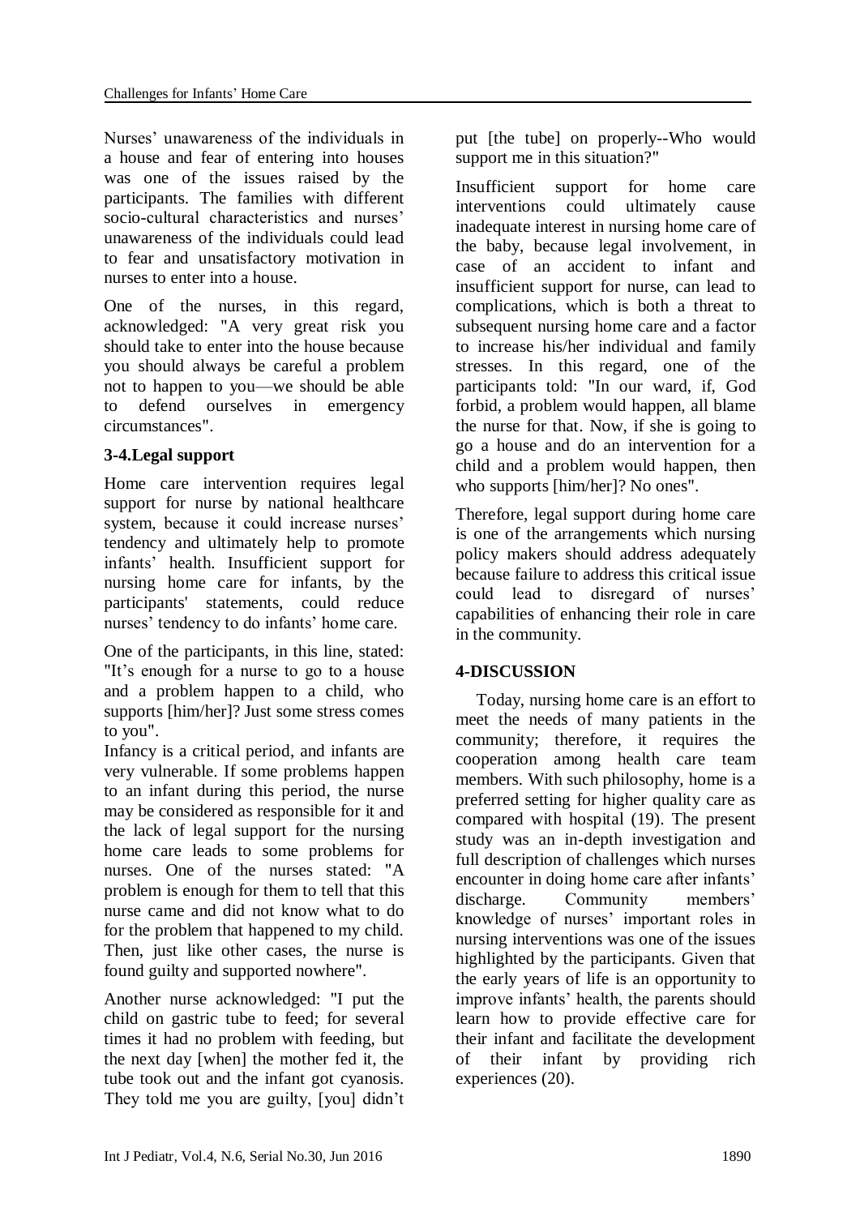Nurses' unawareness of the individuals in a house and fear of entering into houses was one of the issues raised by the participants. The families with different socio-cultural characteristics and nurses' unawareness of the individuals could lead to fear and unsatisfactory motivation in nurses to enter into a house.

One of the nurses, in this regard, acknowledged: "A very great risk you should take to enter into the house because you should always be careful a problem not to happen to you—we should be able to defend ourselves in emergency circumstances".

### 3-4.Legal support

Home care intervention requires legal support for nurse by national healthcare system, because it could increase nurses' tendency and ultimately help to promote infants' health. Insufficient support for nursing home care for infants, by the participants' statements, could reduce nurses' tendency to do infants' home care.

One of the participants, in this line, stated: "It's enough for a nurse to go to a house and a problem happen to a child, who supports [him/her]? Just some stress comes to you".

Infancy is a critical period, and infants are very vulnerable. If some problems happen to an infant during this period, the nurse may be considered as responsible for it and the lack of legal support for the nursing home care leads to some problems for nurses. One of the nurses stated: "A problem is enough for them to tell that this nurse came and did not know what to do for the problem that happened to my child. Then, just like other cases, the nurse is found guilty and supported nowhere".

Another nurse acknowledged: "I put the child on gastric tube to feed; for several times it had no problem with feeding, but the next day [when] the mother fed it, the tube took out and the infant got cyanosis. They told me you are guilty, [you] didn't put [the tube] on properly--Who would support me in this situation?"

Insufficient support for home care interventions could ultimately cause inadequate interest in nursing home care of the baby, because legal involvement, in case of an accident to infant and insufficient support for nurse, can lead to complications, which is both a threat to subsequent nursing home care and a factor to increase his/her individual and family stresses. In this regard, one of the participants told: "In our ward, if, God forbid, a problem would happen, all blame the nurse for that. Now, if she is going to go a house and do an intervention for a child and a problem would happen, then who supports [him/her]? No ones".

Therefore, legal support during home care is one of the arrangements which nursing policy makers should address adequately because failure to address this critical issue could lead to disregard of nurses' capabilities of enhancing their role in care in the community.

## 4-DISCUSSION

Today, nursing home care is an effort to meet the needs of many patients in the community; therefore, it requires the cooperation among health care team members. With such philosophy, home is a preferred setting for higher quality care as compared with hospital (19). The present study was an in-depth investigation and full description of challenges which nurses encounter in doing home care after infants' discharge. Community members' knowledge of nurses' important roles in nursing interventions was one of the issues highlighted by the participants. Given that the early years of life is an opportunity to improve infants' health, the parents should learn how to provide effective care for their infant and facilitate the development of their infant by providing rich experiences (20).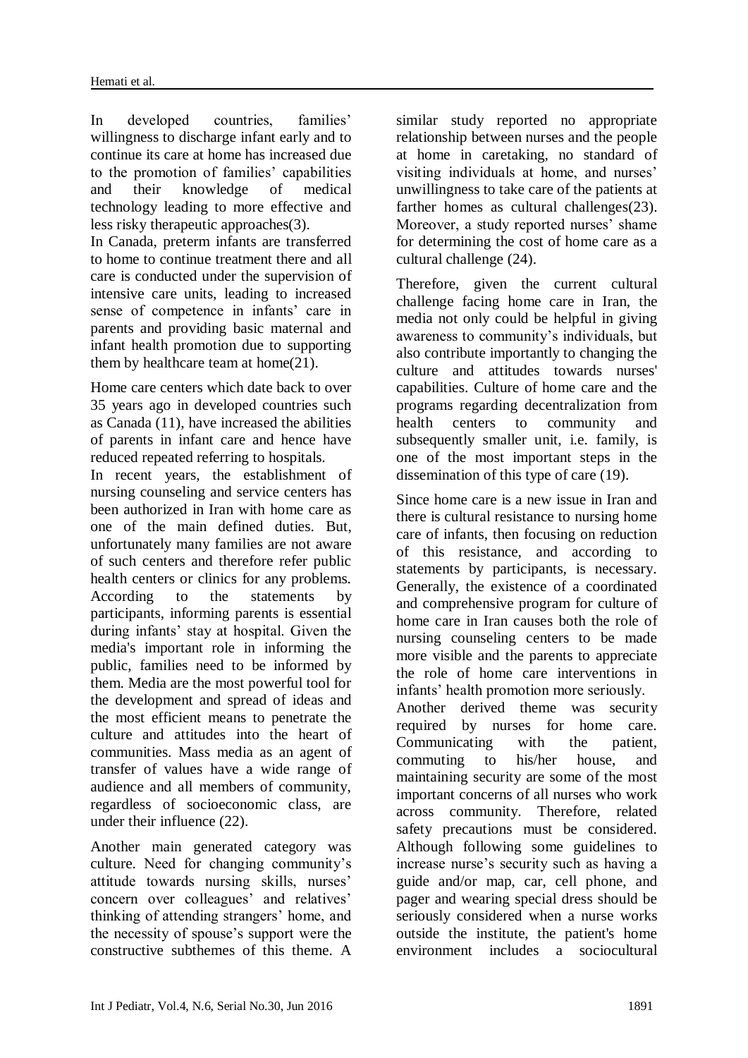In developed countries, families' willingness to discharge infant early and to continue its care at home has increased due to the promotion of families' capabilities and their knowledge of medical technology leading to more effective and less risky therapeutic approaches(3).

In Canada, preterm infants are transferred to home to continue treatment there and all care is conducted under the supervision of intensive care units, leading to increased sense of competence in infants' care in parents and providing basic maternal and infant health promotion due to supporting them by healthcare team at home(21).

Home care centers which date back to over 35 years ago in developed countries such as Canada (11), have increased the abilities of parents in infant care and hence have reduced repeated referring to hospitals.

In recent years, the establishment of nursing counseling and service centers has been authorized in Iran with home care as one of the main defined duties. But, unfortunately many families are not aware of such centers and therefore refer public health centers or clinics for any problems. According to the statements by participants, informing parents is essential during infants' stay at hospital. Given the media's important role in informing the public, families need to be informed by them. Media are the most powerful tool for the development and spread of ideas and the most efficient means to penetrate the culture and attitudes into the heart of communities. Mass media as an agent of transfer of values have a wide range of audience and all members of community, regardless of socioeconomic class, are under their influence (22).

Another main generated category was culture. Need for changing community's attitude towards nursing skills, nurses' concern over colleagues' and relatives' thinking of attending strangers' home, and the necessity of spouse's support were the constructive subthemes of this theme. A similar study reported no appropriate relationship between nurses and the people at home in caretaking, no standard of visiting individuals at home, and nurses' unwillingness to take care of the patients at farther homes as cultural challenges(23). Moreover, a study reported nurses' shame for determining the cost of home care as a cultural challenge (24).

Therefore, given the current cultural challenge facing home care in Iran, the media not only could be helpful in giving awareness to community's individuals, but also contribute importantly to changing the culture and attitudes towards nurses' capabilities. Culture of home care and the programs regarding decentralization from health centers to community and subsequently smaller unit, i.e. family, is one of the most important steps in the dissemination of this type of care (19).

Since home care is a new issue in Iran and there is cultural resistance to nursing home care of infants, then focusing on reduction of this resistance, and according to statements by participants, is necessary. Generally, the existence of a coordinated and comprehensive program for culture of home care in Iran causes both the role of nursing counseling centers to be made more visible and the parents to appreciate the role of home care interventions in infants' health promotion more seriously.

Another derived theme was security required by nurses for home care. Communicating with the patient, commuting to his/her house, and maintaining security are some of the most important concerns of all nurses who work across community. Therefore, related safety precautions must be considered. Although following some guidelines to increase nurse's security such as having a guide and/or map, car, cell phone, and pager and wearing special dress should be seriously considered when a nurse works outside the institute, the patient's home environment includes a sociocultural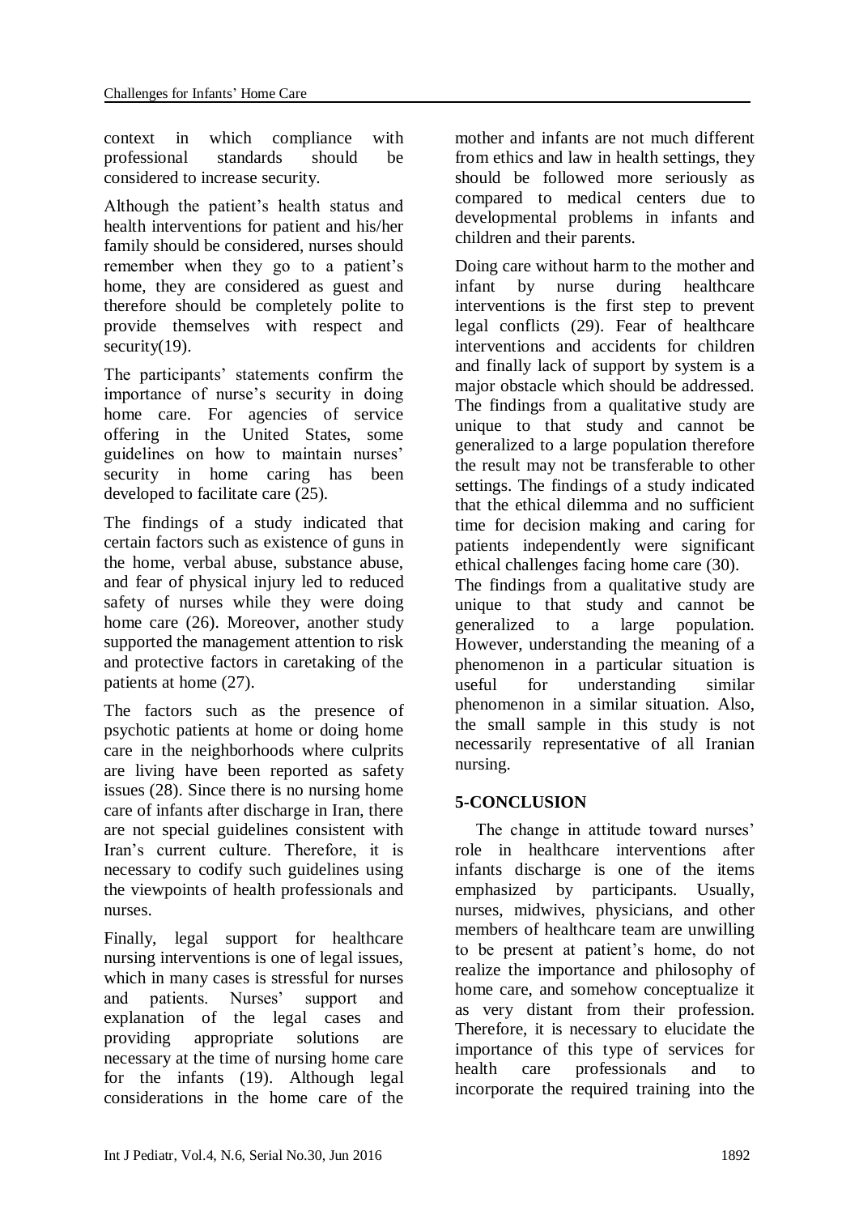context in which compliance with professional standards should be considered to increase security.

Although the patient's health status and health interventions for patient and his/her family should be considered, nurses should remember when they go to a patient's home, they are considered as guest and therefore should be completely polite to provide themselves with respect and security(19).

The participants' statements confirm the importance of nurse's security in doing home care. For agencies of service offering in the United States, some guidelines on how to maintain nurses' security in home caring has been developed to facilitate care (25).

The findings of a study indicated that certain factors such as existence of guns in the home, verbal abuse, substance abuse, and fear of physical injury led to reduced safety of nurses while they were doing home care (26). Moreover, another study supported the management attention to risk and protective factors in caretaking of the patients at home (27).

The factors such as the presence of psychotic patients at home or doing home care in the neighborhoods where culprits are living have been reported as safety issues (28). Since there is no nursing home care of infants after discharge in Iran, there are not special guidelines consistent with Iran's current culture. Therefore, it is necessary to codify such guidelines using the viewpoints of health professionals and nurses.

Finally, legal support for healthcare nursing interventions is one of legal issues, which in many cases is stressful for nurses and patients. Nurses' support and explanation of the legal cases and providing appropriate solutions are necessary at the time of nursing home care for the infants (19). Although legal considerations in the home care of the mother and infants are not much different from ethics and law in health settings, they should be followed more seriously as compared to medical centers due to developmental problems in infants and children and their parents.

Doing care without harm to the mother and infant by nurse during healthcare interventions is the first step to prevent legal conflicts (29). Fear of healthcare interventions and accidents for children and finally lack of support by system is a major obstacle which should be addressed. The findings from a qualitative study are unique to that study and cannot be generalized to a large population therefore the result may not be transferable to other settings. The findings of a study indicated that the ethical dilemma and no sufficient time for decision making and caring for patients independently were significant ethical challenges facing home care (30).

The findings from a qualitative study are unique to that study and cannot be generalized to a large population. However, understanding the meaning of a phenomenon in a particular situation is useful for understanding similar phenomenon in a similar situation. Also, the small sample in this study is not necessarily representative of all Iranian nursing.

## 5-CONCLUSION

The change in attitude toward nurses' role in healthcare interventions after infants discharge is one of the items emphasized by participants. Usually, nurses, midwives, physicians, and other members of healthcare team are unwilling to be present at patient's home, do not realize the importance and philosophy of home care, and somehow conceptualize it as very distant from their profession. Therefore, it is necessary to elucidate the importance of this type of services for health care professionals and to incorporate the required training into the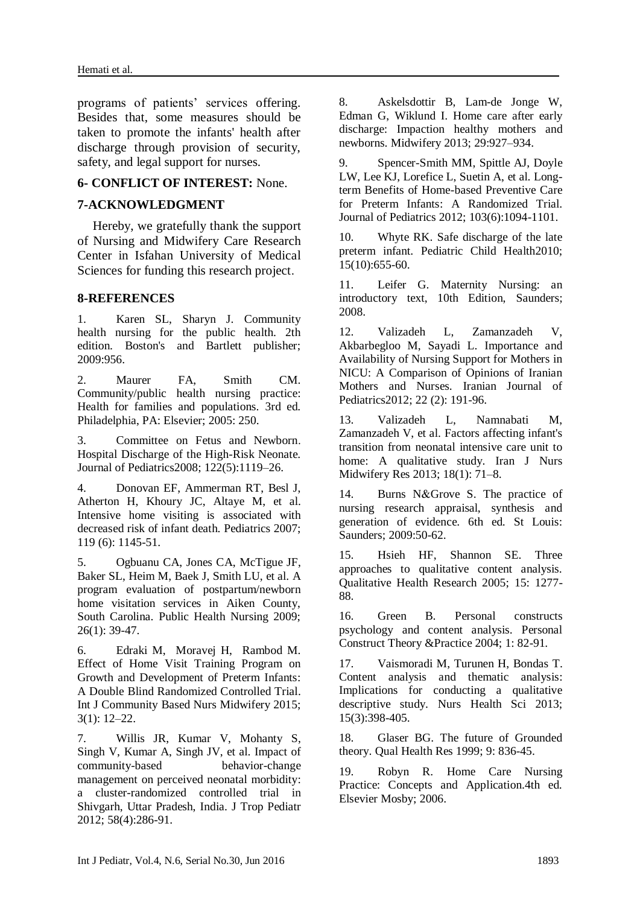programs of patients' services offering. Besides that, some measures should be taken to promote the infants' health after discharge through provision of security, safety, and legal support for nurses.

## 6- CONFLICT OF INTEREST: None.

## 7-ACKNOWLEDGMENT

Hereby, we gratefully thank the support of Nursing and Midwifery Care Research Center in Isfahan University of Medical Sciences for funding this research project.

## 8-REFERENCES

1. Karen SL, Sharyn J. Community health nursing for the public health. 2th edition. Boston's and Bartlett publisher; 2009:956.

2. Maurer FA, Smith CM. Community/public health nursing practice: Health for families and populations. 3rd ed. Philadelphia, PA: Elsevier; 2005: 250.

3. Committee on Fetus and Newborn. Hospital Discharge of the High-Risk Neonate. Journal of Pediatrics2008; 122(5):1119–26.

4. Donovan EF, Ammerman RT, Besl J, Atherton H, Khoury JC, Altaye M, et al. Intensive home visiting is associated with decreased risk of infant death. Pediatrics 2007; 119 (6): 1145-51.

5. Ogbuanu CA, Jones CA, McTigue JF, Baker SL, Heim M, Baek J, Smith LU, et al. A program evaluation of postpartum/newborn home visitation services in Aiken County, South Carolina. Public Health Nursing 2009; 26(1): 39-47.

6. Edraki M, Moravej H, Rambod M. Effect of Home Visit Training Program on Growth and Development of Preterm Infants: A Double Blind Randomized Controlled Trial. Int J Community Based Nurs Midwifery 2015; 3(1): 12–22.

7. Willis JR, Kumar V, Mohanty S, Singh V, Kumar A, Singh JV, et al. Impact of community-based behavior-change management on perceived neonatal morbidity: a cluster-randomized controlled trial in Shivgarh, Uttar Pradesh, India. J Trop Pediatr 2012; 58(4):286-91.

8. Askelsdottir B, Lam-de Jonge W, Edman G, Wiklund I. Home care after early discharge: Impaction healthy mothers and newborns. Midwifery 2013; 29:927–934.

9. Spencer-Smith MM, Spittle AJ, Doyle LW, Lee KJ, Lorefice L, Suetin A, et al. Long-term Benefits of Home-based Preventive Care for Preterm Infants: A Randomized Trial. Journal of Pediatrics 2012; 103(6):1094-1101.

10. Whyte RK. Safe discharge of the late preterm infant. Pediatric Child Health2010; 15(10):655-60.

11. Leifer G. Maternity Nursing: an introductory text, 10th Edition, Saunders; 2008.

12. Valizadeh L, Zamanzadeh V, Akbarbegloo M, Sayadi L. Importance and Availability of Nursing Support for Mothers in NICU: A Comparison of Opinions of Iranian Mothers and Nurses. Iranian Journal of Pediatrics2012; 22 (2): 191-96.

13. Valizadeh L, Namnabati M, Zamanzadeh V, et al. Factors affecting infant's transition from neonatal intensive care unit to home: A qualitative study. Iran J Nurs Midwifery Res 2013; 18(1): 71–8.

14. Burns N&Grove S. The practice of nursing research appraisal, synthesis and generation of evidence. 6th ed. St Louis: Saunders; 2009:50-62.

15. Hsieh HF, Shannon SE. Three approaches to qualitative content analysis. Qualitative Health Research 2005; 15: 1277-88.

16. Green B. Personal constructs psychology and content analysis. Personal Construct Theory &Practice 2004; 1: 82-91.

17. Vaismoradi M, Turunen H, Bondas T. Content analysis and thematic analysis: Implications for conducting a qualitative descriptive study. Nurs Health Sci 2013; 15(3):398-405.

18. Glaser BG. The future of Grounded theory. Qual Health Res 1999; 9: 836-45.

19. Robyn R. Home Care Nursing Practice: Concepts and Application.4th ed. Elsevier Mosby; 2006.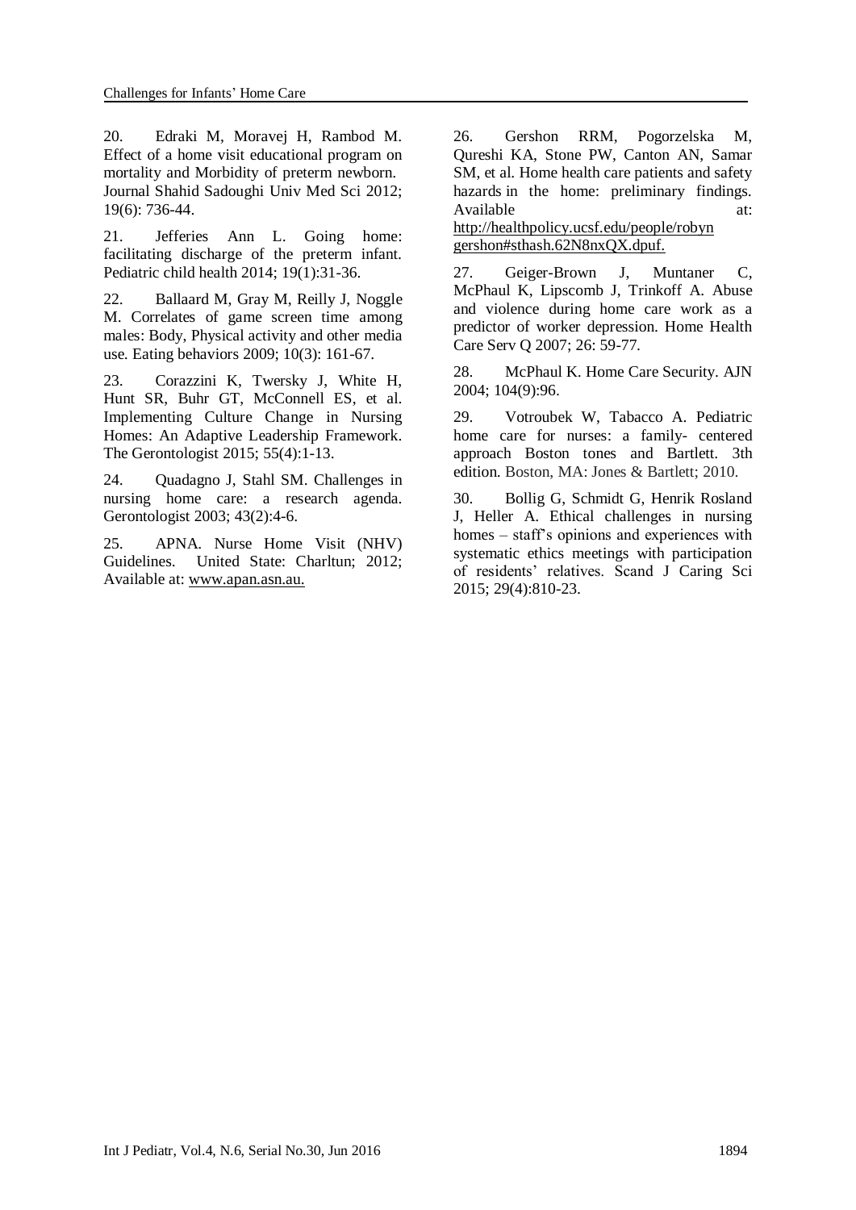20. Edraki M, Moravej H, Rambod M. Effect of a home visit educational program on mortality and Morbidity of preterm newborn. Journal Shahid Sadoughi Univ Med Sci 2012; 19(6): 736-44.

21. Jefferies Ann L. Going home: facilitating discharge of the preterm infant. Pediatric child health 2014; 19(1):31-36.

22. Ballaard M, Gray M, Reilly J, Noggle M. Correlates of game screen time among males: Body, Physical activity and other media use. Eating behaviors 2009; 10(3): 161-67.

23. Corazzini K, Twersky J, White H, Hunt SR, Buhr GT, McConnell ES, et al. Implementing Culture Change in Nursing Homes: An Adaptive Leadership Framework. The Gerontologist 2015; 55(4):1-13.

24. Quadagno J, Stahl SM. Challenges in nursing home care: a research agenda. Gerontologist 2003; 43(2):4-6.

25. APNA. Nurse Home Visit (NHV) Guidelines. United State: Charltun; 2012; Available at: www.apan.asn.au.

26. Gershon RRM, Pogorzelska M, Qureshi KA, Stone PW, Canton AN, Samar SM, et al. Home health care patients and safety hazards in the home: preliminary findings. Available at: http://healthpolicy.ucsf.edu/people/robyn gershon#sthash.62N8nxQX.dpuf.

27. Geiger-Brown J, Muntaner C, McPhaul K, Lipscomb J, Trinkoff A. Abuse and violence during home care work as a predictor of worker depression. Home Health Care Serv Q 2007; 26: 59-77.

28. McPhaul K. Home Care Security. AJN 2004; 104(9):96.

29. Votroubek W, Tabacco A. Pediatric home care for nurses: a family- centered approach Boston tones and Bartlett. 3th edition. Boston, MA: Jones & Bartlett; 2010.

30. Bollig G, Schmidt G, Henrik Rosland J, Heller A. Ethical challenges in nursing homes – staff's opinions and experiences with systematic ethics meetings with participation of residents' relatives. Scand J Caring Sci 2015; 29(4):810-23.